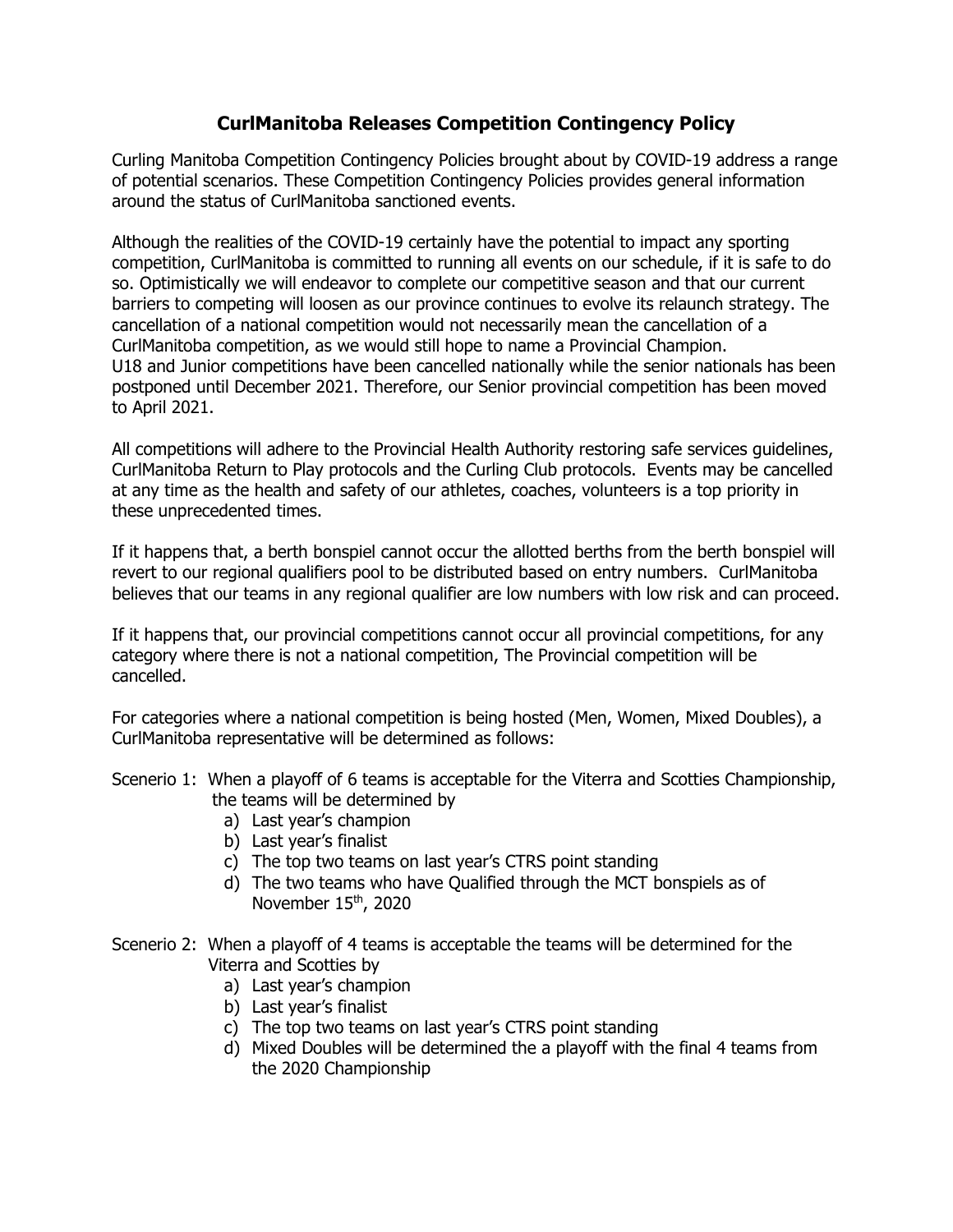# CurlManitoba Releases Competition Contingency Policy

Curling Manitoba Competition Contingency Policies brought about by COVID-19 address a range of potential scenarios. These Competition Contingency Policies provides general information around the status of CurlManitoba sanctioned events.

Although the realities of the COVID-19 certainly have the potential to impact any sporting competition, CurlManitoba is committed to running all events on our schedule, if it is safe to do so. Optimistically we will endeavor to complete our competitive season and that our current barriers to competing will loosen as our province continues to evolve its relaunch strategy. The cancellation of a national competition would not necessarily mean the cancellation of a CurlManitoba competition, as we would still hope to name a Provincial Champion.
U18 and Junior competitions have been cancelled nationally while the senior nationals has been postponed until December 2021. Therefore, our Senior provincial competition has been moved to April 2021.

All competitions will adhere to the Provincial Health Authority restoring safe services guidelines, CurlManitoba Return to Play protocols and the Curling Club protocols. Events may be cancelled at any time as the health and safety of our athletes, coaches, volunteers is a top priority in these unprecedented times.

If it happens that, a berth bonspiel cannot occur the allotted berths from the berth bonspiel will revert to our regional qualifiers pool to be distributed based on entry numbers. CurlManitoba believes that our teams in any regional qualifier are low numbers with low risk and can proceed.

If it happens that, our provincial competitions cannot occur all provincial competitions, for any category where there is not a national competition, The Provincial competition will be cancelled.

For categories where a national competition is being hosted (Men, Women, Mixed Doubles), a CurlManitoba representative will be determined as follows:

Scenerio 1: When a playoff of 6 teams is acceptable for the Viterra and Scotties Championship, the teams will be determined by

a) Last year's champion
b) Last year's finalist
c) The top two teams on last year's CTRS point standing
d) The two teams who have Qualified through the MCT bonspiels as of November 15th, 2020

Scenerio 2: When a playoff of 4 teams is acceptable the teams will be determined for the Viterra and Scotties by

a) Last year's champion
b) Last year's finalist
c) The top two teams on last year's CTRS point standing
d) Mixed Doubles will be determined the a playoff with the final 4 teams from the 2020 Championship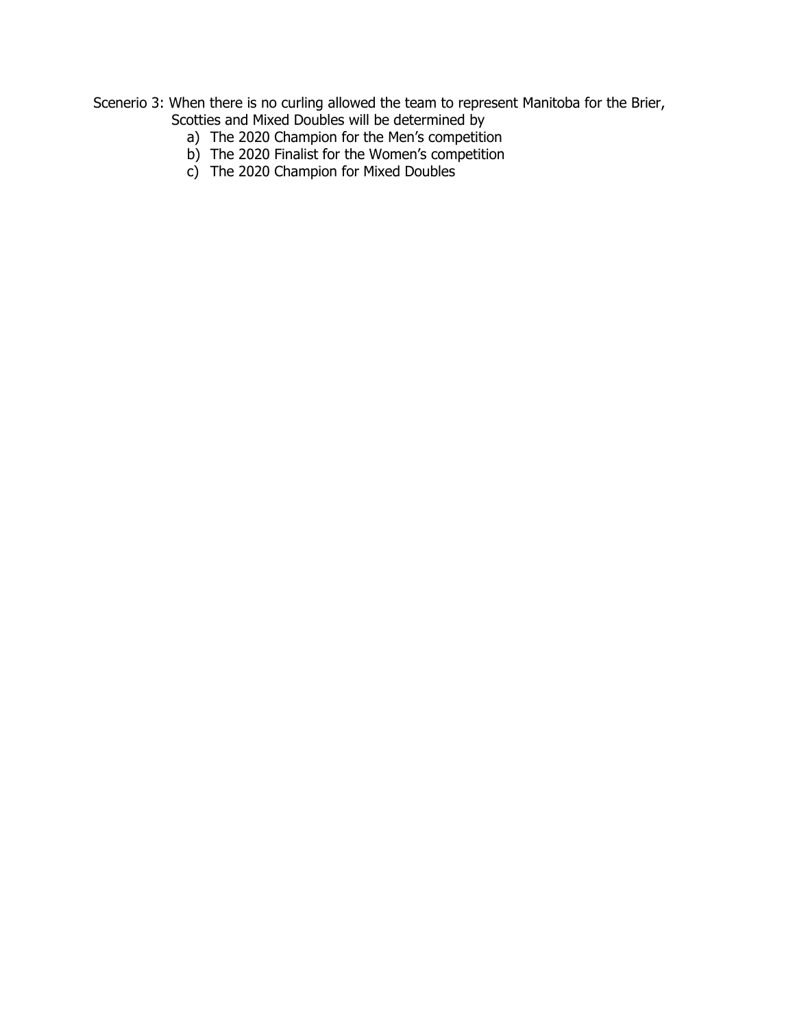Scenerio 3: When there is no curling allowed the team to represent Manitoba for the Brier, Scotties and Mixed Doubles will be determined by

a) The 2020 Champion for the Men's competition
b) The 2020 Finalist for the Women's competition
c) The 2020 Champion for Mixed Doubles